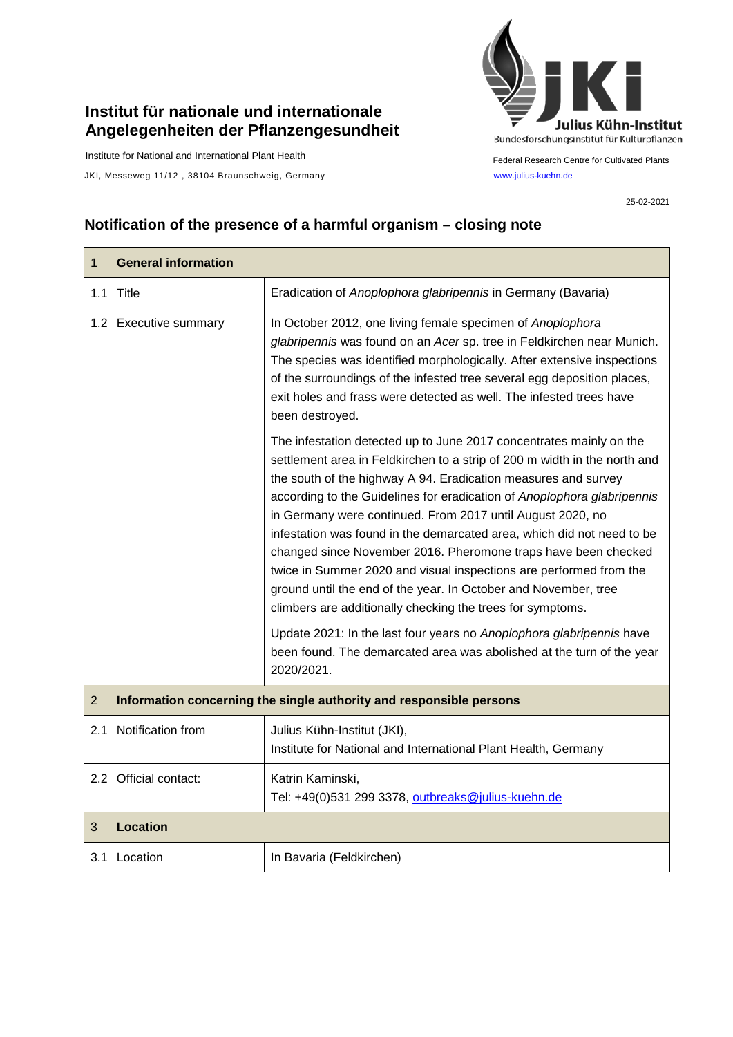**Institut für nationale und internationale Angelegenheiten der Pflanzengesundheit**

Institute for National and International Plant Health

JKI, Messeweg 11/12 , 38104 Braunschweig, Germany

Julius Kühn-Institut
Bundesforschungsinstitut für Kulturpflanzen

Federal Research Centre for Cultivated Plants

www.julius-kuehn.de

25-02-2021

## Notification of the presence of a harmful organism – closing note

| 1 General information | |
|---|---|
| 1.1 Title | Eradication of *Anoplophora glabripennis* in Germany (Bavaria) |
| 1.2 Executive summary | In October 2012, one living female specimen of *Anoplophora glabripennis* was found on an *Acer* sp. tree in Feldkirchen near Munich. The species was identified morphologically. After extensive inspections of the surroundings of the infested tree several egg deposition places, exit holes and frass were detected as well. The infested trees have been destroyed.<br><br>The infestation detected up to June 2017 concentrates mainly on the settlement area in Feldkirchen to a strip of 200 m width in the north and the south of the highway A 94. Eradication measures and survey according to the Guidelines for eradication of *Anoplophora glabripennis* in Germany were continued. From 2017 until August 2020, no infestation was found in the demarcated area, which did not need to be changed since November 2016. Pheromone traps have been checked twice in Summer 2020 and visual inspections are performed from the ground until the end of the year. In October and November, tree climbers are additionally checking the trees for symptoms.<br><br>Update 2021: In the last four years no *Anoplophora glabripennis* have been found. The demarcated area was abolished at the turn of the year 2020/2021. |
| **2 Information concerning the single authority and responsible persons** | |
| 2.1 Notification from | Julius Kühn-Institut (JKI),<br>Institute for National and International Plant Health, Germany |
| 2.2 Official contact: | Katrin Kaminski,<br>Tel: +49(0)531 299 3378, outbreaks@julius-kuehn.de |
| **3 Location** | |
| 3.1 Location | In Bavaria (Feldkirchen) |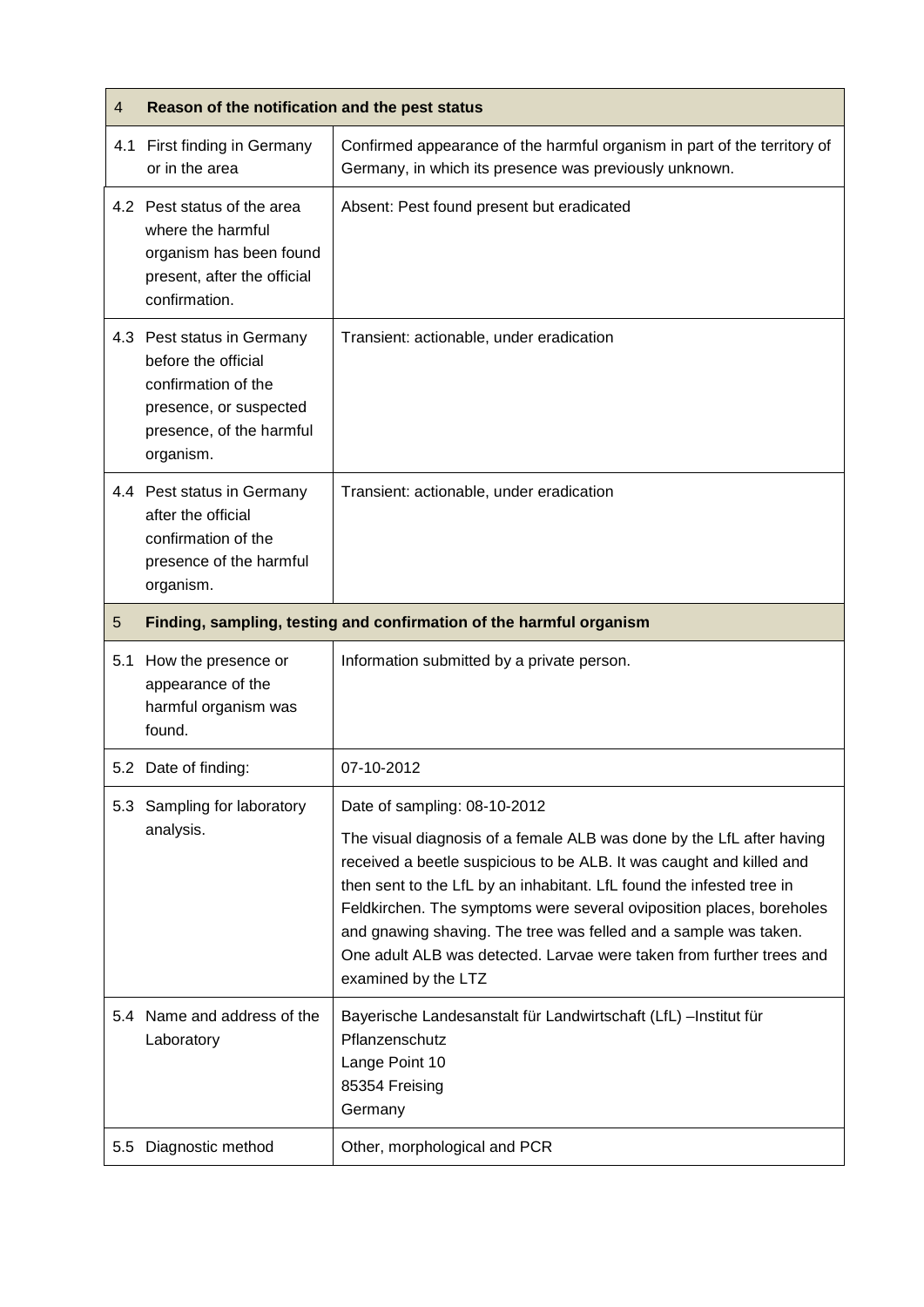| 4 | Reason of the notification and the pest status |
|---|---|
| 4.1 First finding in Germany or in the area | Confirmed appearance of the harmful organism in part of the territory of Germany, in which its presence was previously unknown. |
| 4.2 Pest status of the area where the harmful organism has been found present, after the official confirmation. | Absent: Pest found present but eradicated |
| 4.3 Pest status in Germany before the official confirmation of the presence, or suspected presence, of the harmful organism. | Transient: actionable, under eradication |
| 4.4 Pest status in Germany after the official confirmation of the presence of the harmful organism. | Transient: actionable, under eradication |

| 5 | Finding, sampling, testing and confirmation of the harmful organism |
|---|---|
| 5.1 How the presence or appearance of the harmful organism was found. | Information submitted by a private person. |
| 5.2 Date of finding: | 07-10-2012 |
| 5.3 Sampling for laboratory analysis. | Date of sampling: 08-10-2012<br><br>The visual diagnosis of a female ALB was done by the LfL after having received a beetle suspicious to be ALB. It was caught and killed and then sent to the LfL by an inhabitant. LfL found the infested tree in Feldkirchen. The symptoms were several oviposition places, boreholes and gnawing shaving. The tree was felled and a sample was taken. One adult ALB was detected. Larvae were taken from further trees and examined by the LTZ |
| 5.4 Name and address of the Laboratory | Bayerische Landesanstalt für Landwirtschaft (LfL) –Institut für Pflanzenschutz<br>Lange Point 10<br>85354 Freising<br>Germany |
| 5.5 Diagnostic method | Other, morphological and PCR |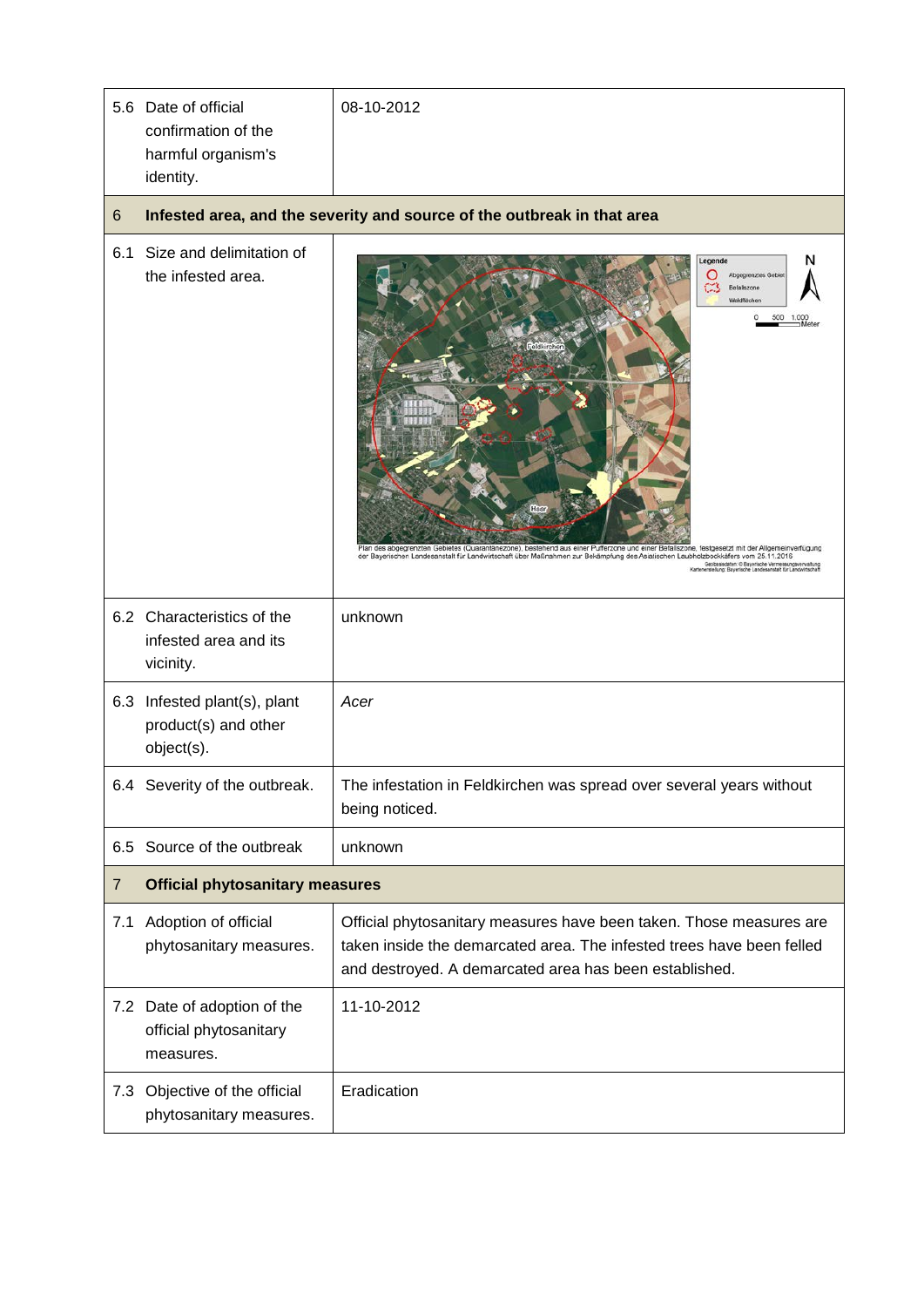| | |
|---|---|
| 5.6 Date of official confirmation of the harmful organism's identity. | 08-10-2012 |
| **6 Infested area, and the severity and source of the outbreak in that area** | |
| 6.1 Size and delimitation of the infested area. | Legende: Abgegrenztes Gebiet, Befallszone, Waldflächen. 0 500 1.000 Meter. Feldkirchen, Haar. Plan des abgegrenzten Gebietes (Quarantänezone), bestehend aus einer Pufferzone und einer Befallszone, festgesetzt mit der Allgemeinverfügung der Bayerischen Landesanstalt für Landwirtschaft über Maßnahmen zur Bekämpfung des Asiatischen Laubholzbockkäfers vom 25.11.2016. Geobasisdaten: © Bayerische Vermessungsverwaltung. Kartenerstellung: Bayerische Landesanstalt für Landwirtschaft |
| 6.2 Characteristics of the infested area and its vicinity. | unknown |
| 6.3 Infested plant(s), plant product(s) and other object(s). | *Acer* |
| 6.4 Severity of the outbreak. | The infestation in Feldkirchen was spread over several years without being noticed. |
| 6.5 Source of the outbreak | unknown |
| **7 Official phytosanitary measures** | |
| 7.1 Adoption of official phytosanitary measures. | Official phytosanitary measures have been taken. Those measures are taken inside the demarcated area. The infested trees have been felled and destroyed. A demarcated area has been established. |
| 7.2 Date of adoption of the official phytosanitary measures. | 11-10-2012 |
| 7.3 Objective of the official phytosanitary measures. | Eradication |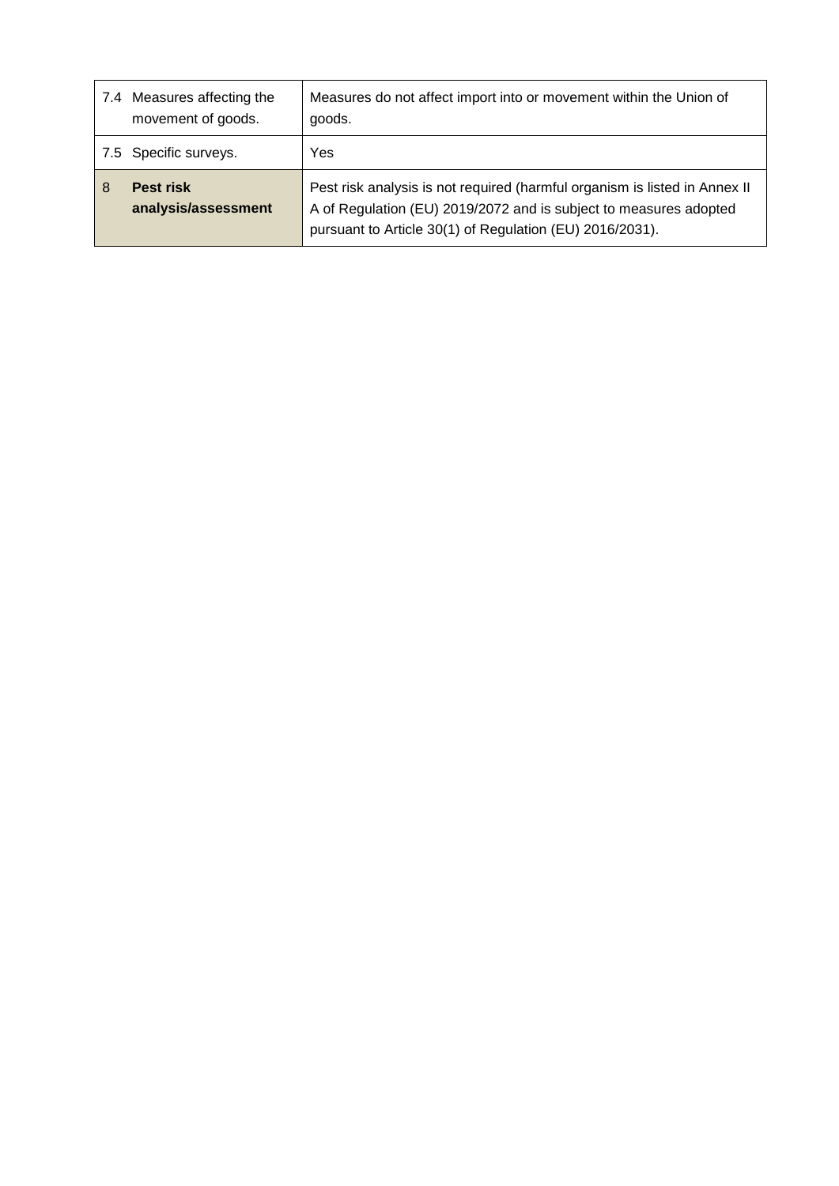| | | |
|---|---|---|
| 7.4 | Measures affecting the movement of goods. | Measures do not affect import into or movement within the Union of goods. |
| 7.5 | Specific surveys. | Yes |
| 8 | **Pest risk analysis/assessment** | Pest risk analysis is not required (harmful organism is listed in Annex II A of Regulation (EU) 2019/2072 and is subject to measures adopted pursuant to Article 30(1) of Regulation (EU) 2016/2031). |